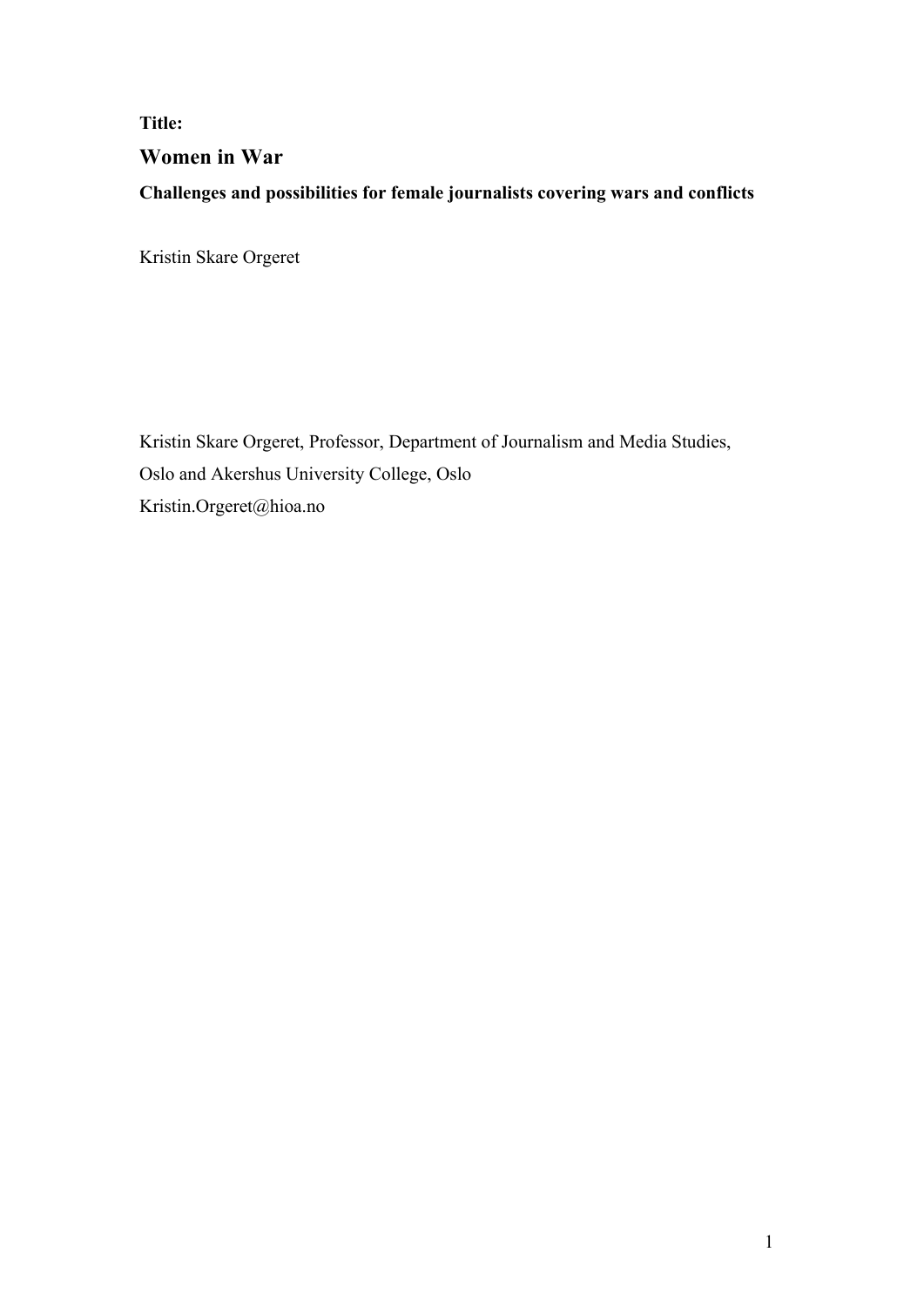**Title:**

# Women in War

**Challenges and possibilities for female journalists covering wars and conflicts**

Kristin Skare Orgeret

Kristin Skare Orgeret, Professor, Department of Journalism and Media Studies, Oslo and Akershus University College, Oslo

Kristin.Orgeret@hioa.no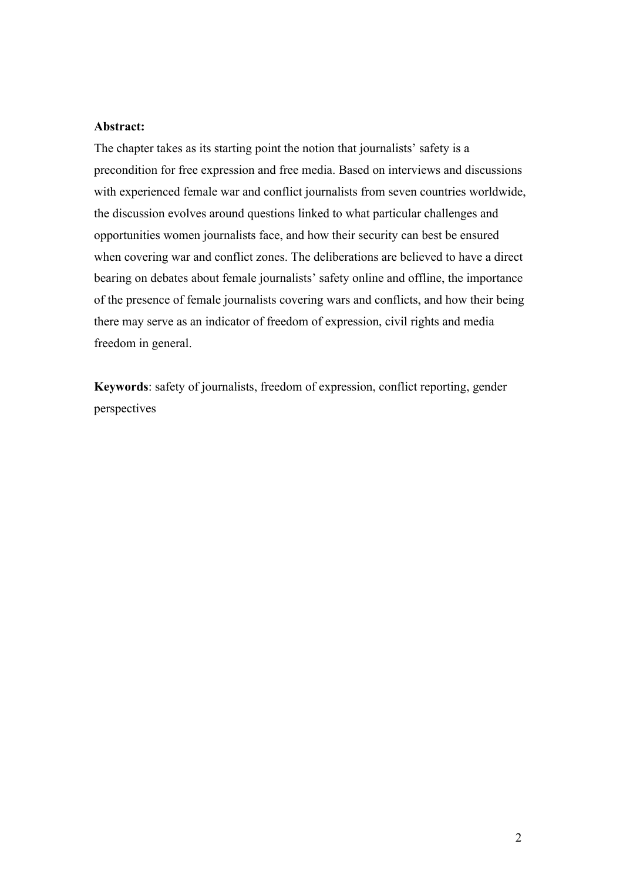**Abstract:**

The chapter takes as its starting point the notion that journalists' safety is a precondition for free expression and free media. Based on interviews and discussions with experienced female war and conflict journalists from seven countries worldwide, the discussion evolves around questions linked to what particular challenges and opportunities women journalists face, and how their security can best be ensured when covering war and conflict zones. The deliberations are believed to have a direct bearing on debates about female journalists' safety online and offline, the importance of the presence of female journalists covering wars and conflicts, and how their being there may serve as an indicator of freedom of expression, civil rights and media freedom in general.

**Keywords**: safety of journalists, freedom of expression, conflict reporting, gender perspectives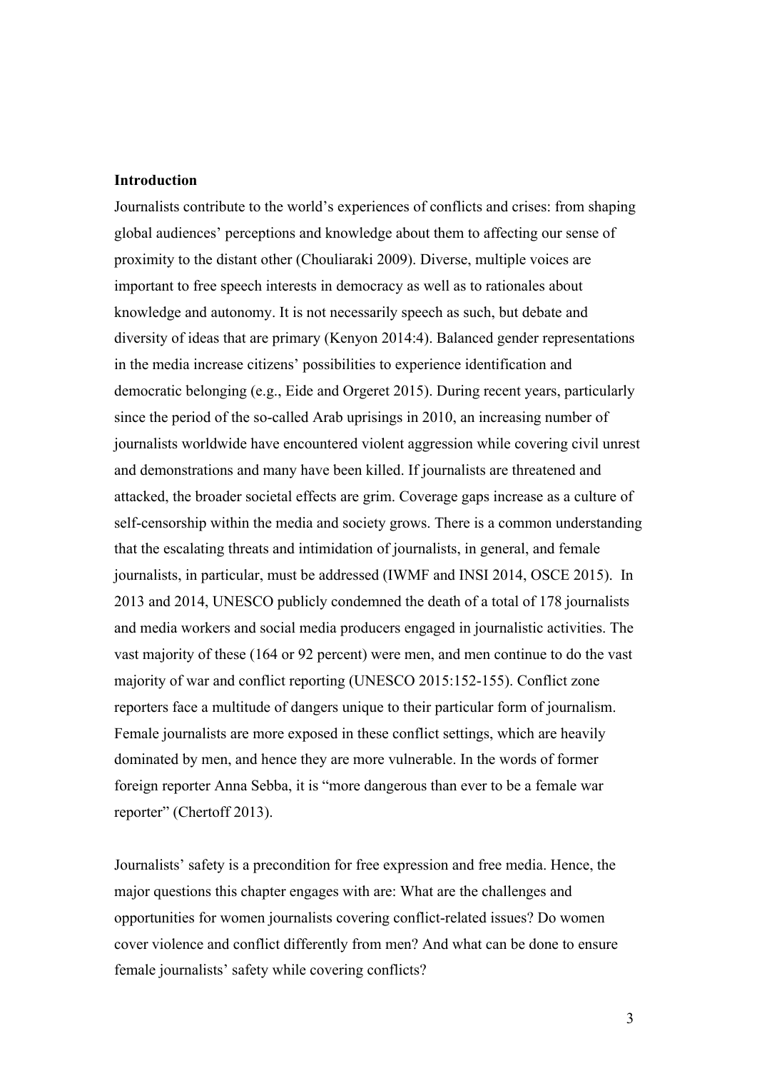## Introduction

Journalists contribute to the world's experiences of conflicts and crises: from shaping global audiences' perceptions and knowledge about them to affecting our sense of proximity to the distant other (Chouliaraki 2009). Diverse, multiple voices are important to free speech interests in democracy as well as to rationales about knowledge and autonomy. It is not necessarily speech as such, but debate and diversity of ideas that are primary (Kenyon 2014:4). Balanced gender representations in the media increase citizens' possibilities to experience identification and democratic belonging (e.g., Eide and Orgeret 2015). During recent years, particularly since the period of the so-called Arab uprisings in 2010, an increasing number of journalists worldwide have encountered violent aggression while covering civil unrest and demonstrations and many have been killed. If journalists are threatened and attacked, the broader societal effects are grim. Coverage gaps increase as a culture of self-censorship within the media and society grows. There is a common understanding that the escalating threats and intimidation of journalists, in general, and female journalists, in particular, must be addressed (IWMF and INSI 2014, OSCE 2015). In 2013 and 2014, UNESCO publicly condemned the death of a total of 178 journalists and media workers and social media producers engaged in journalistic activities. The vast majority of these (164 or 92 percent) were men, and men continue to do the vast majority of war and conflict reporting (UNESCO 2015:152-155). Conflict zone reporters face a multitude of dangers unique to their particular form of journalism. Female journalists are more exposed in these conflict settings, which are heavily dominated by men, and hence they are more vulnerable. In the words of former foreign reporter Anna Sebba, it is "more dangerous than ever to be a female war reporter" (Chertoff 2013).

Journalists' safety is a precondition for free expression and free media. Hence, the major questions this chapter engages with are: What are the challenges and opportunities for women journalists covering conflict-related issues? Do women cover violence and conflict differently from men? And what can be done to ensure female journalists' safety while covering conflicts?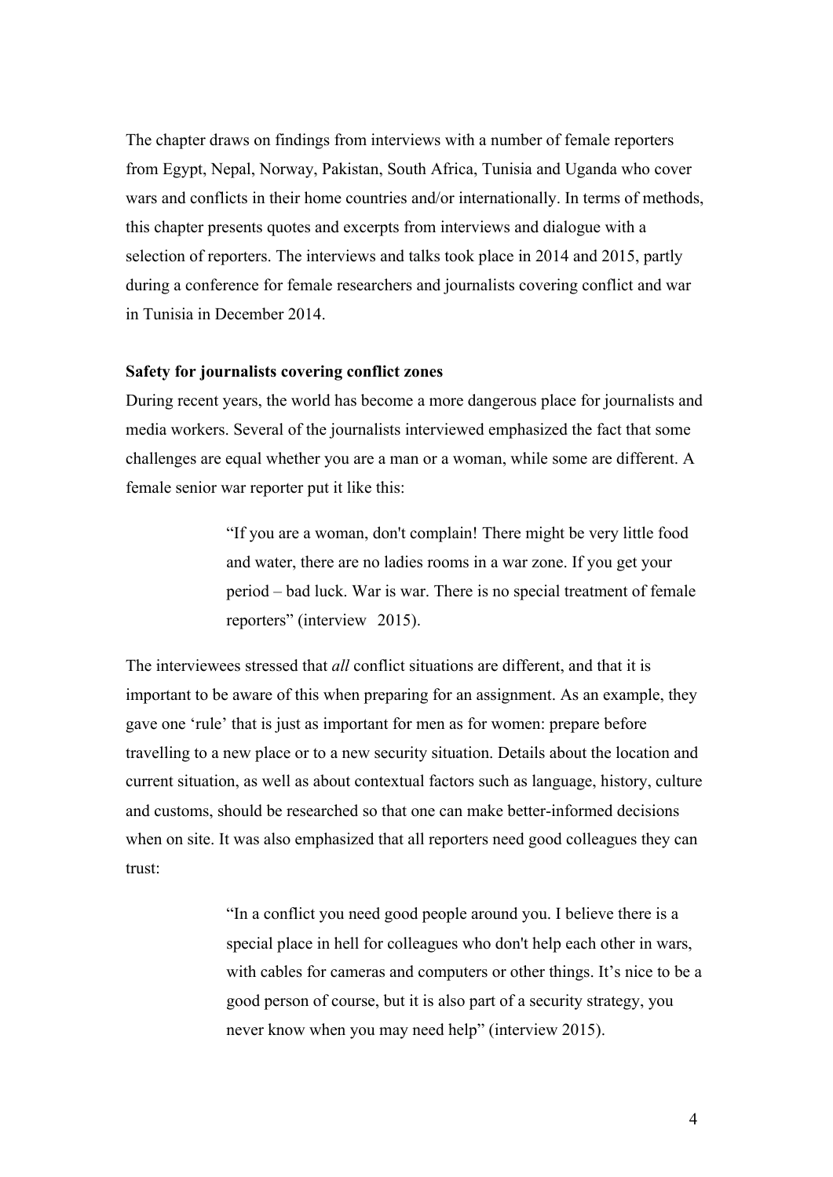The chapter draws on findings from interviews with a number of female reporters from Egypt, Nepal, Norway, Pakistan, South Africa, Tunisia and Uganda who cover wars and conflicts in their home countries and/or internationally. In terms of methods, this chapter presents quotes and excerpts from interviews and dialogue with a selection of reporters. The interviews and talks took place in 2014 and 2015, partly during a conference for female researchers and journalists covering conflict and war in Tunisia in December 2014.

**Safety for journalists covering conflict zones**

During recent years, the world has become a more dangerous place for journalists and media workers. Several of the journalists interviewed emphasized the fact that some challenges are equal whether you are a man or a woman, while some are different. A female senior war reporter put it like this:

> "If you are a woman, don't complain! There might be very little food and water, there are no ladies rooms in a war zone. If you get your period – bad luck. War is war. There is no special treatment of female reporters" (interview 2015).

The interviewees stressed that *all* conflict situations are different, and that it is important to be aware of this when preparing for an assignment. As an example, they gave one 'rule' that is just as important for men as for women: prepare before travelling to a new place or to a new security situation. Details about the location and current situation, as well as about contextual factors such as language, history, culture and customs, should be researched so that one can make better-informed decisions when on site. It was also emphasized that all reporters need good colleagues they can trust:

> "In a conflict you need good people around you. I believe there is a special place in hell for colleagues who don't help each other in wars, with cables for cameras and computers or other things. It's nice to be a good person of course, but it is also part of a security strategy, you never know when you may need help" (interview 2015).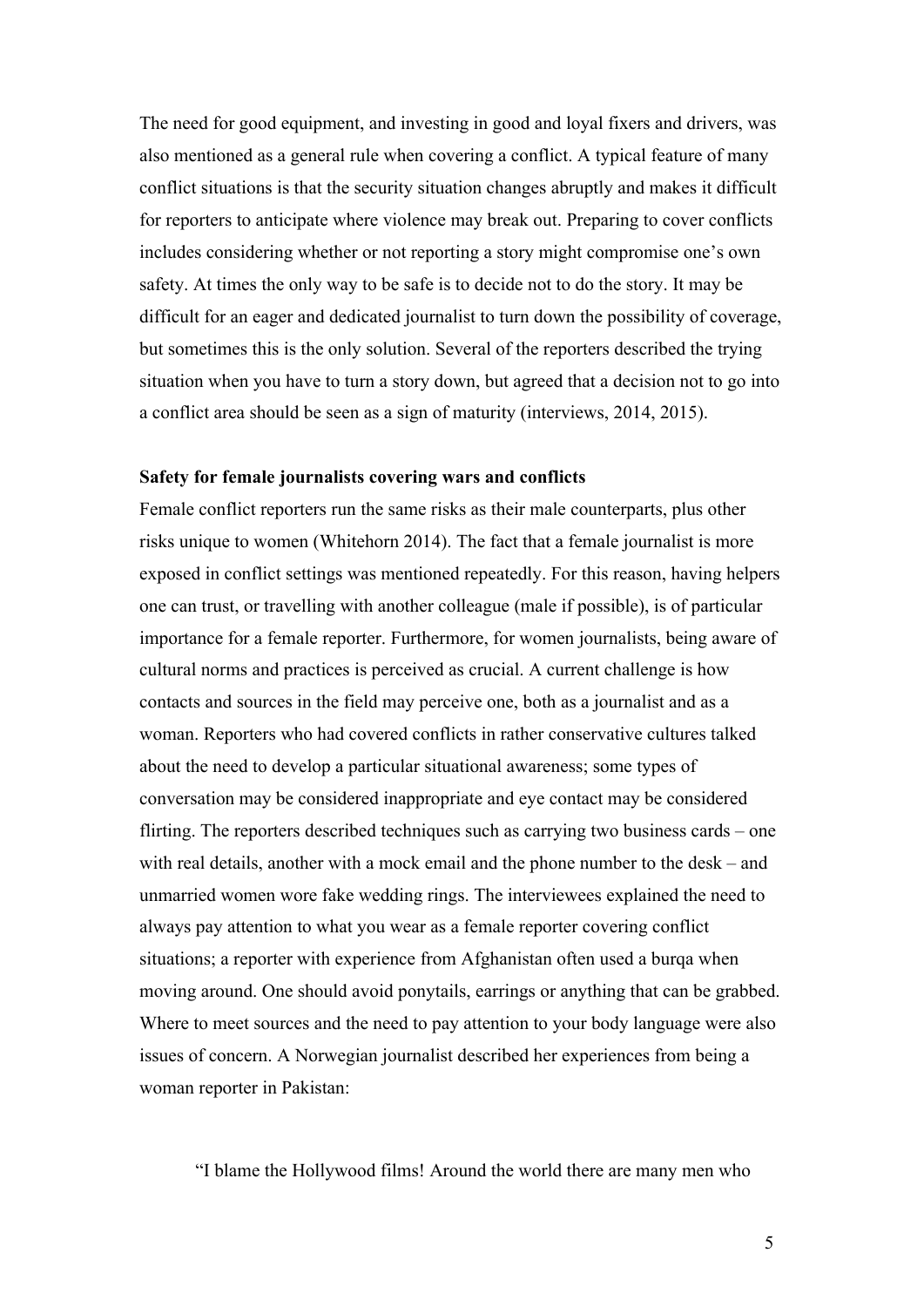The need for good equipment, and investing in good and loyal fixers and drivers, was also mentioned as a general rule when covering a conflict. A typical feature of many conflict situations is that the security situation changes abruptly and makes it difficult for reporters to anticipate where violence may break out. Preparing to cover conflicts includes considering whether or not reporting a story might compromise one's own safety. At times the only way to be safe is to decide not to do the story. It may be difficult for an eager and dedicated journalist to turn down the possibility of coverage, but sometimes this is the only solution. Several of the reporters described the trying situation when you have to turn a story down, but agreed that a decision not to go into a conflict area should be seen as a sign of maturity (interviews, 2014, 2015).

**Safety for female journalists covering wars and conflicts**

Female conflict reporters run the same risks as their male counterparts, plus other risks unique to women (Whitehorn 2014). The fact that a female journalist is more exposed in conflict settings was mentioned repeatedly. For this reason, having helpers one can trust, or travelling with another colleague (male if possible), is of particular importance for a female reporter. Furthermore, for women journalists, being aware of cultural norms and practices is perceived as crucial. A current challenge is how contacts and sources in the field may perceive one, both as a journalist and as a woman. Reporters who had covered conflicts in rather conservative cultures talked about the need to develop a particular situational awareness; some types of conversation may be considered inappropriate and eye contact may be considered flirting. The reporters described techniques such as carrying two business cards – one with real details, another with a mock email and the phone number to the desk – and unmarried women wore fake wedding rings. The interviewees explained the need to always pay attention to what you wear as a female reporter covering conflict situations; a reporter with experience from Afghanistan often used a burqa when moving around. One should avoid ponytails, earrings or anything that can be grabbed. Where to meet sources and the need to pay attention to your body language were also issues of concern. A Norwegian journalist described her experiences from being a woman reporter in Pakistan:

> "I blame the Hollywood films! Around the world there are many men who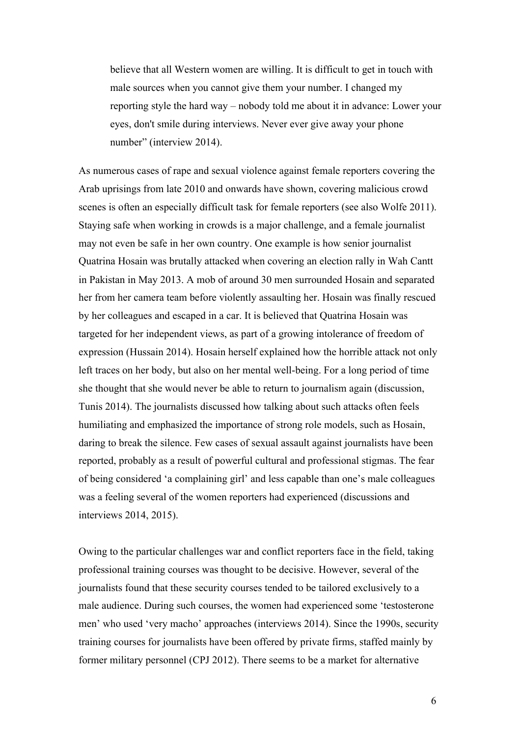> believe that all Western women are willing. It is difficult to get in touch with male sources when you cannot give them your number. I changed my reporting style the hard way – nobody told me about it in advance: Lower your eyes, don't smile during interviews. Never ever give away your phone number" (interview 2014).

As numerous cases of rape and sexual violence against female reporters covering the Arab uprisings from late 2010 and onwards have shown, covering malicious crowd scenes is often an especially difficult task for female reporters (see also Wolfe 2011). Staying safe when working in crowds is a major challenge, and a female journalist may not even be safe in her own country. One example is how senior journalist Quatrina Hosain was brutally attacked when covering an election rally in Wah Cantt in Pakistan in May 2013. A mob of around 30 men surrounded Hosain and separated her from her camera team before violently assaulting her. Hosain was finally rescued by her colleagues and escaped in a car. It is believed that Quatrina Hosain was targeted for her independent views, as part of a growing intolerance of freedom of expression (Hussain 2014). Hosain herself explained how the horrible attack not only left traces on her body, but also on her mental well-being. For a long period of time she thought that she would never be able to return to journalism again (discussion, Tunis 2014). The journalists discussed how talking about such attacks often feels humiliating and emphasized the importance of strong role models, such as Hosain, daring to break the silence. Few cases of sexual assault against journalists have been reported, probably as a result of powerful cultural and professional stigmas. The fear of being considered 'a complaining girl' and less capable than one's male colleagues was a feeling several of the women reporters had experienced (discussions and interviews 2014, 2015).

Owing to the particular challenges war and conflict reporters face in the field, taking professional training courses was thought to be decisive. However, several of the journalists found that these security courses tended to be tailored exclusively to a male audience. During such courses, the women had experienced some 'testosterone men' who used 'very macho' approaches (interviews 2014). Since the 1990s, security training courses for journalists have been offered by private firms, staffed mainly by former military personnel (CPJ 2012). There seems to be a market for alternative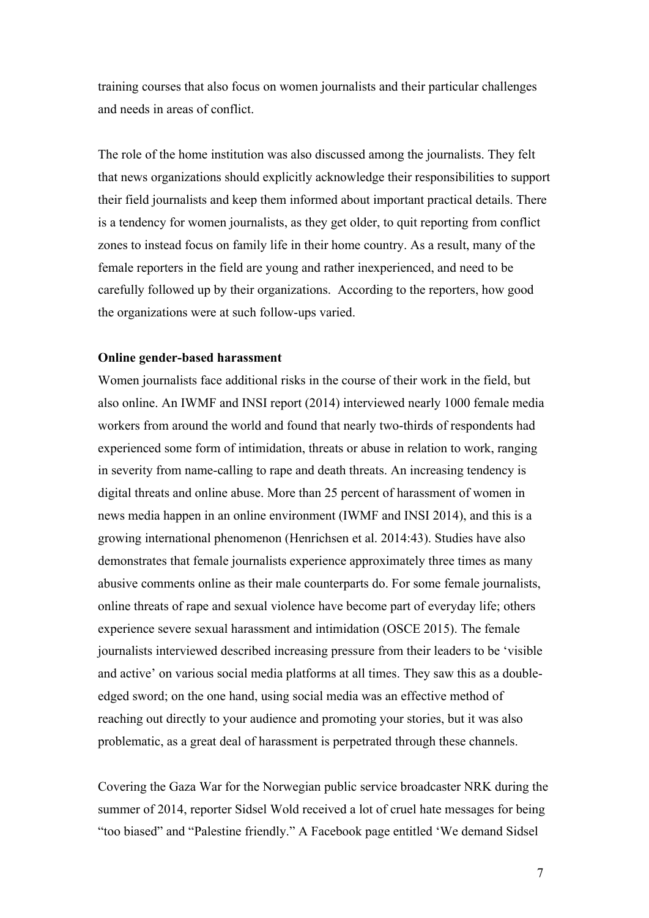training courses that also focus on women journalists and their particular challenges and needs in areas of conflict.

The role of the home institution was also discussed among the journalists. They felt that news organizations should explicitly acknowledge their responsibilities to support their field journalists and keep them informed about important practical details. There is a tendency for women journalists, as they get older, to quit reporting from conflict zones to instead focus on family life in their home country. As a result, many of the female reporters in the field are young and rather inexperienced, and need to be carefully followed up by their organizations. According to the reporters, how good the organizations were at such follow-ups varied.

**Online gender-based harassment**

Women journalists face additional risks in the course of their work in the field, but also online. An IWMF and INSI report (2014) interviewed nearly 1000 female media workers from around the world and found that nearly two-thirds of respondents had experienced some form of intimidation, threats or abuse in relation to work, ranging in severity from name-calling to rape and death threats. An increasing tendency is digital threats and online abuse. More than 25 percent of harassment of women in news media happen in an online environment (IWMF and INSI 2014), and this is a growing international phenomenon (Henrichsen et al. 2014:43). Studies have also demonstrates that female journalists experience approximately three times as many abusive comments online as their male counterparts do. For some female journalists, online threats of rape and sexual violence have become part of everyday life; others experience severe sexual harassment and intimidation (OSCE 2015). The female journalists interviewed described increasing pressure from their leaders to be 'visible and active' on various social media platforms at all times. They saw this as a double-edged sword; on the one hand, using social media was an effective method of reaching out directly to your audience and promoting your stories, but it was also problematic, as a great deal of harassment is perpetrated through these channels.

Covering the Gaza War for the Norwegian public service broadcaster NRK during the summer of 2014, reporter Sidsel Wold received a lot of cruel hate messages for being "too biased" and "Palestine friendly." A Facebook page entitled 'We demand Sidsel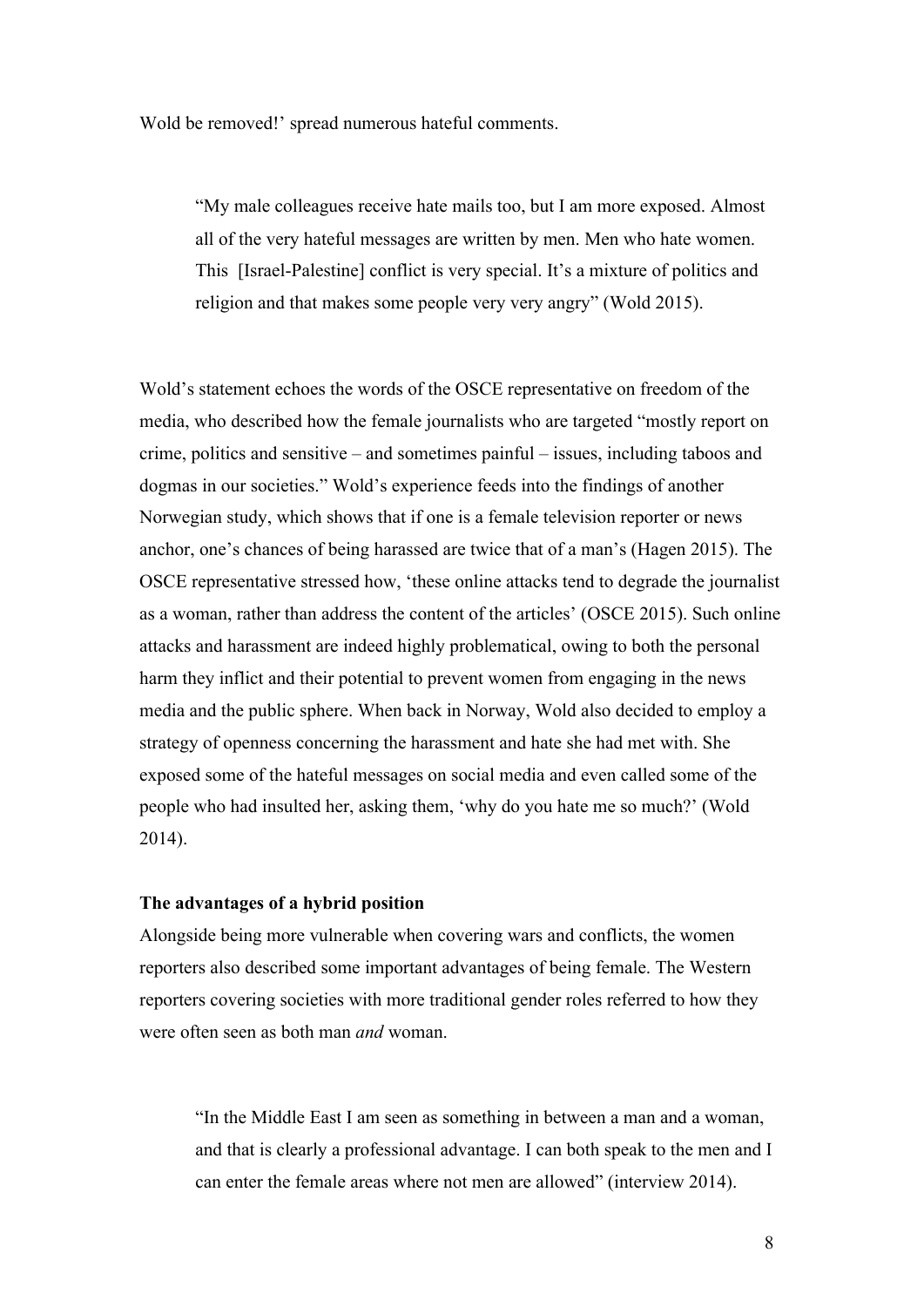Wold be removed!' spread numerous hateful comments.

> "My male colleagues receive hate mails too, but I am more exposed. Almost all of the very hateful messages are written by men. Men who hate women. This [Israel-Palestine] conflict is very special. It's a mixture of politics and religion and that makes some people very very angry" (Wold 2015).

Wold's statement echoes the words of the OSCE representative on freedom of the media, who described how the female journalists who are targeted "mostly report on crime, politics and sensitive – and sometimes painful – issues, including taboos and dogmas in our societies." Wold's experience feeds into the findings of another Norwegian study, which shows that if one is a female television reporter or news anchor, one's chances of being harassed are twice that of a man's (Hagen 2015). The OSCE representative stressed how, 'these online attacks tend to degrade the journalist as a woman, rather than address the content of the articles' (OSCE 2015). Such online attacks and harassment are indeed highly problematical, owing to both the personal harm they inflict and their potential to prevent women from engaging in the news media and the public sphere. When back in Norway, Wold also decided to employ a strategy of openness concerning the harassment and hate she had met with. She exposed some of the hateful messages on social media and even called some of the people who had insulted her, asking them, 'why do you hate me so much?' (Wold 2014).

**The advantages of a hybrid position**

Alongside being more vulnerable when covering wars and conflicts, the women reporters also described some important advantages of being female. The Western reporters covering societies with more traditional gender roles referred to how they were often seen as both man *and* woman.

> "In the Middle East I am seen as something in between a man and a woman, and that is clearly a professional advantage. I can both speak to the men and I can enter the female areas where not men are allowed" (interview 2014).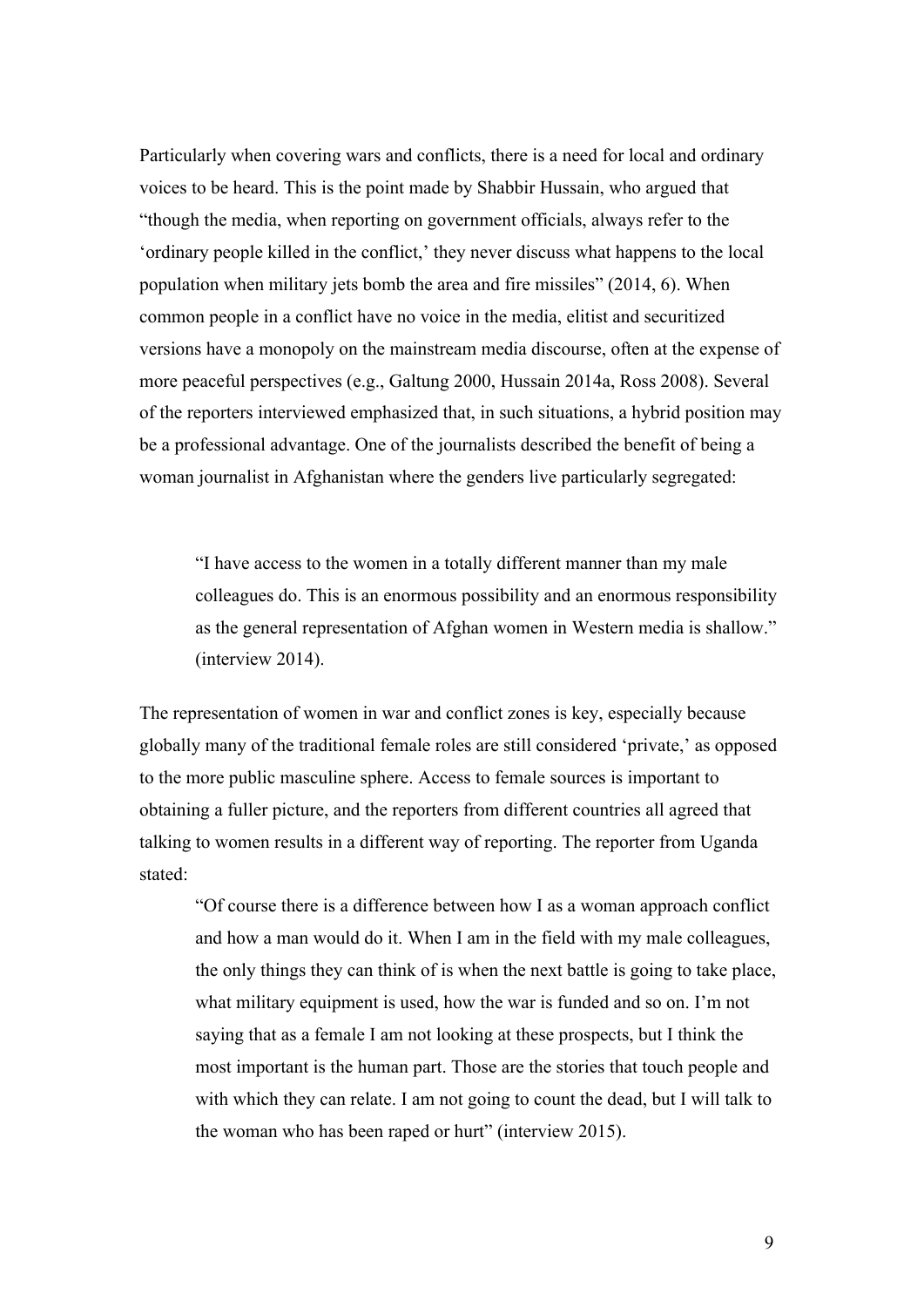Particularly when covering wars and conflicts, there is a need for local and ordinary voices to be heard. This is the point made by Shabbir Hussain, who argued that "though the media, when reporting on government officials, always refer to the 'ordinary people killed in the conflict,' they never discuss what happens to the local population when military jets bomb the area and fire missiles" (2014, 6). When common people in a conflict have no voice in the media, elitist and securitized versions have a monopoly on the mainstream media discourse, often at the expense of more peaceful perspectives (e.g., Galtung 2000, Hussain 2014a, Ross 2008). Several of the reporters interviewed emphasized that, in such situations, a hybrid position may be a professional advantage. One of the journalists described the benefit of being a woman journalist in Afghanistan where the genders live particularly segregated:

> "I have access to the women in a totally different manner than my male colleagues do. This is an enormous possibility and an enormous responsibility as the general representation of Afghan women in Western media is shallow." (interview 2014).

The representation of women in war and conflict zones is key, especially because globally many of the traditional female roles are still considered 'private,' as opposed to the more public masculine sphere. Access to female sources is important to obtaining a fuller picture, and the reporters from different countries all agreed that talking to women results in a different way of reporting. The reporter from Uganda stated:

> "Of course there is a difference between how I as a woman approach conflict and how a man would do it. When I am in the field with my male colleagues, the only things they can think of is when the next battle is going to take place, what military equipment is used, how the war is funded and so on. I'm not saying that as a female I am not looking at these prospects, but I think the most important is the human part. Those are the stories that touch people and with which they can relate. I am not going to count the dead, but I will talk to the woman who has been raped or hurt" (interview 2015).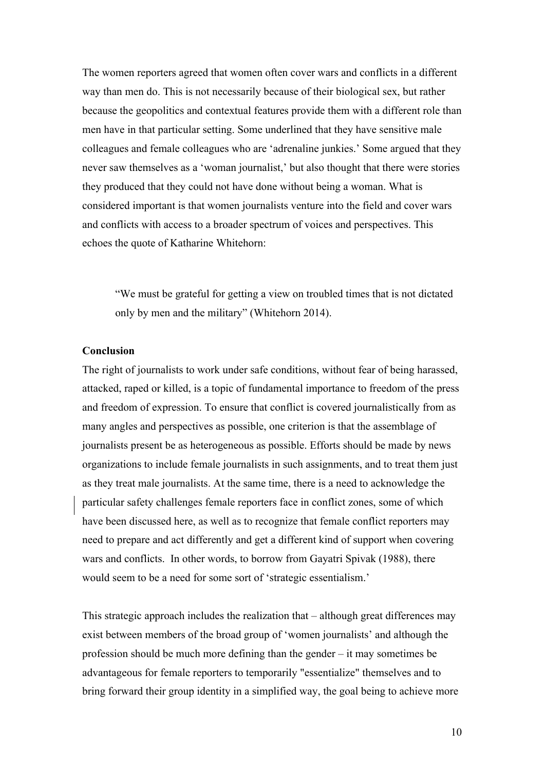The women reporters agreed that women often cover wars and conflicts in a different way than men do. This is not necessarily because of their biological sex, but rather because the geopolitics and contextual features provide them with a different role than men have in that particular setting. Some underlined that they have sensitive male colleagues and female colleagues who are 'adrenaline junkies.' Some argued that they never saw themselves as a 'woman journalist,' but also thought that there were stories they produced that they could not have done without being a woman. What is considered important is that women journalists venture into the field and cover wars and conflicts with access to a broader spectrum of voices and perspectives. This echoes the quote of Katharine Whitehorn:

> "We must be grateful for getting a view on troubled times that is not dictated only by men and the military" (Whitehorn 2014).

**Conclusion**

The right of journalists to work under safe conditions, without fear of being harassed, attacked, raped or killed, is a topic of fundamental importance to freedom of the press and freedom of expression. To ensure that conflict is covered journalistically from as many angles and perspectives as possible, one criterion is that the assemblage of journalists present be as heterogeneous as possible. Efforts should be made by news organizations to include female journalists in such assignments, and to treat them just as they treat male journalists. At the same time, there is a need to acknowledge the particular safety challenges female reporters face in conflict zones, some of which have been discussed here, as well as to recognize that female conflict reporters may need to prepare and act differently and get a different kind of support when covering wars and conflicts. In other words, to borrow from Gayatri Spivak (1988), there would seem to be a need for some sort of 'strategic essentialism.'

This strategic approach includes the realization that – although great differences may exist between members of the broad group of 'women journalists' and although the profession should be much more defining than the gender – it may sometimes be advantageous for female reporters to temporarily "essentialize" themselves and to bring forward their group identity in a simplified way, the goal being to achieve more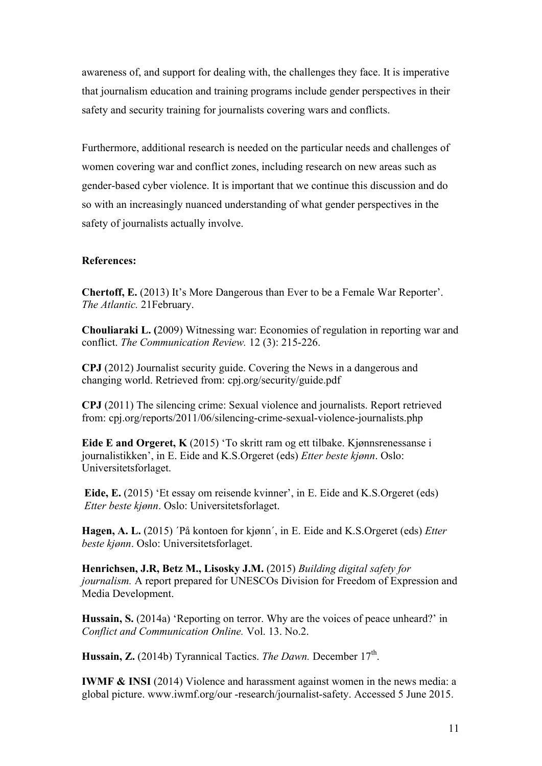awareness of, and support for dealing with, the challenges they face. It is imperative that journalism education and training programs include gender perspectives in their safety and security training for journalists covering wars and conflicts.

Furthermore, additional research is needed on the particular needs and challenges of women covering war and conflict zones, including research on new areas such as gender-based cyber violence. It is important that we continue this discussion and do so with an increasingly nuanced understanding of what gender perspectives in the safety of journalists actually involve.

**References:**

**Chertoff, E.** (2013) It's More Dangerous than Ever to be a Female War Reporter'. *The Atlantic.* 21February.

**Chouliaraki L. (**2009) Witnessing war: Economies of regulation in reporting war and conflict. *The Communication Review.* 12 (3): 215-226.

**CPJ** (2012) Journalist security guide. Covering the News in a dangerous and changing world. Retrieved from: cpj.org/security/guide.pdf

**CPJ** (2011) The silencing crime: Sexual violence and journalists. Report retrieved from: cpj.org/reports/2011/06/silencing-crime-sexual-violence-journalists.php

**Eide E and Orgeret, K** (2015) 'To skritt ram og ett tilbake. Kjønnsrenessanse i journalistikken', in E. Eide and K.S.Orgeret (eds) *Etter beste kjønn*. Oslo: Universitetsforlaget.

**Eide, E.** (2015) 'Et essay om reisende kvinner', in E. Eide and K.S.Orgeret (eds) *Etter beste kjønn*. Oslo: Universitetsforlaget.

**Hagen, A. L.** (2015) ´På kontoen for kjønn´, in E. Eide and K.S.Orgeret (eds) *Etter beste kjønn*. Oslo: Universitetsforlaget.

**Henrichsen, J.R, Betz M., Lisosky J.M.** (2015) *Building digital safety for journalism.* A report prepared for UNESCOs Division for Freedom of Expression and Media Development.

**Hussain, S.** (2014a) 'Reporting on terror. Why are the voices of peace unheard?' in *Conflict and Communication Online.* Vol. 13. No.2.

**Hussain, Z.** (2014b) Tyrannical Tactics. *The Dawn.* December 17th.

**IWMF & INSI** (2014) Violence and harassment against women in the news media: a global picture. www.iwmf.org/our -research/journalist-safety. Accessed 5 June 2015.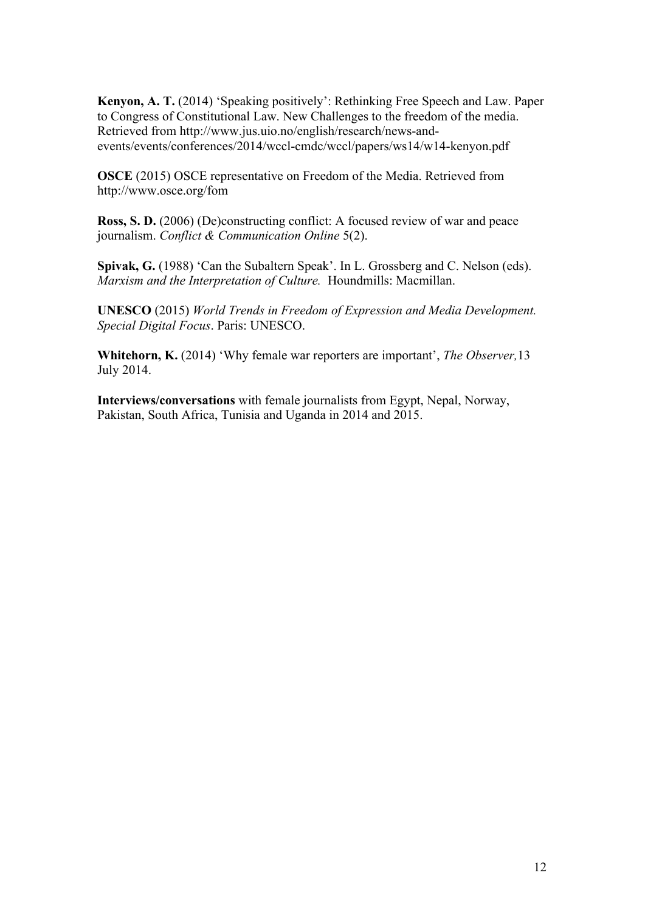**Kenyon, A. T.** (2014) 'Speaking positively': Rethinking Free Speech and Law. Paper to Congress of Constitutional Law. New Challenges to the freedom of the media. Retrieved from http://www.jus.uio.no/english/research/news-and-events/events/conferences/2014/wccl-cmdc/wccl/papers/ws14/w14-kenyon.pdf

**OSCE** (2015) OSCE representative on Freedom of the Media. Retrieved from http://www.osce.org/fom

**Ross, S. D.** (2006) (De)constructing conflict: A focused review of war and peace journalism. *Conflict & Communication Online* 5(2).

**Spivak, G.** (1988) 'Can the Subaltern Speak'. In L. Grossberg and C. Nelson (eds). *Marxism and the Interpretation of Culture.* Houndmills: Macmillan.

**UNESCO** (2015) *World Trends in Freedom of Expression and Media Development. Special Digital Focus*. Paris: UNESCO.

**Whitehorn, K.** (2014) 'Why female war reporters are important', *The Observer,* 13 July 2014.

**Interviews/conversations** with female journalists from Egypt, Nepal, Norway, Pakistan, South Africa, Tunisia and Uganda in 2014 and 2015.